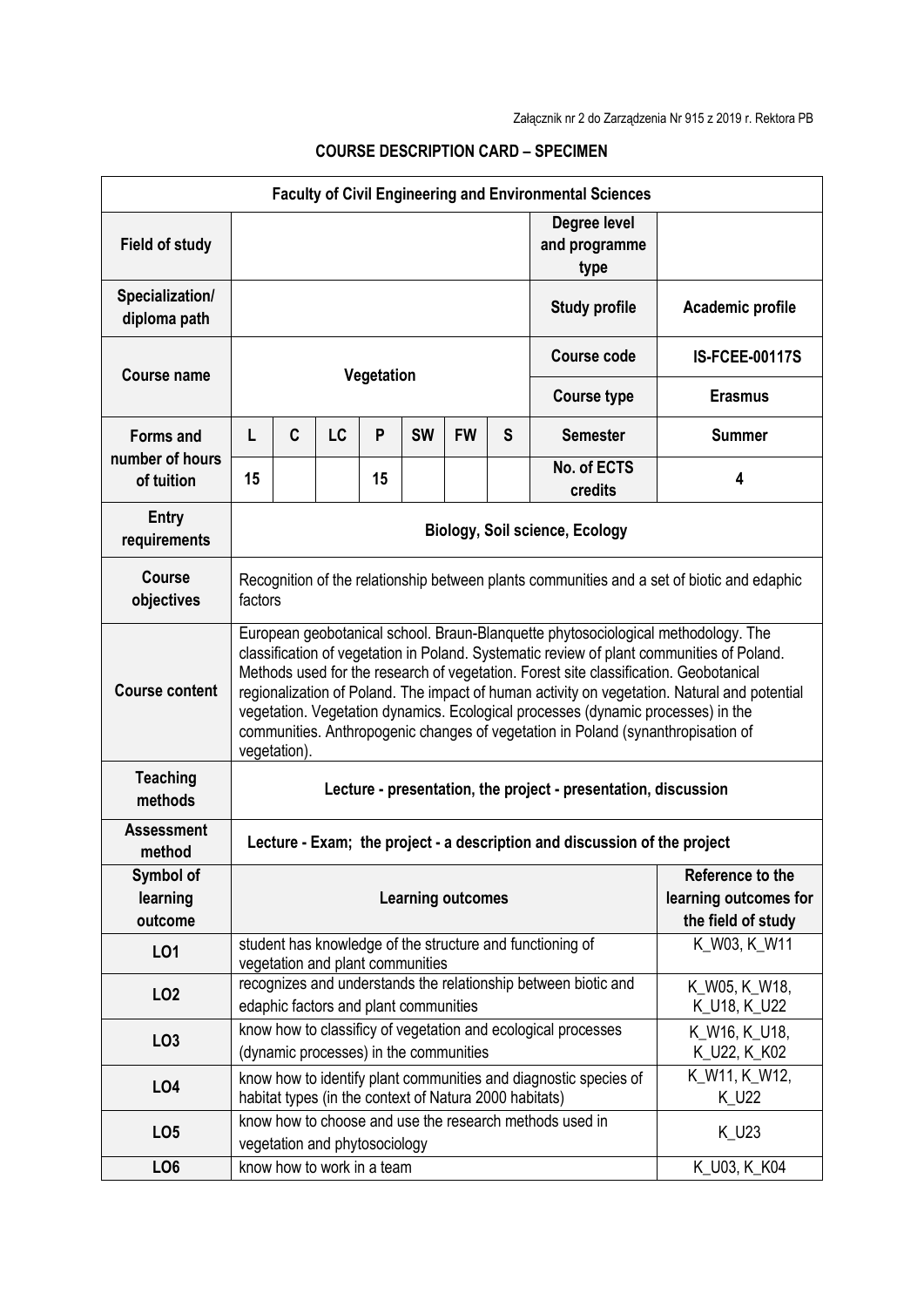Załącznik nr 2 do Zarządzenia Nr 915 z 2019 r. Rektora PB

## COURSE DESCRIPTION CARD – SPECIMEN

| **Faculty of Civil Engineering and Environmental Sciences** | | | | | | | | | |
|---|---|---|---|---|---|---|---|---|---|
| **Field of study** | | | | | | | | **Degree level and programme type** | |
| **Specialization/ diploma path** | | | | | | | | **Study profile** | **Academic profile** |
| **Course name** | **Vegetation** | | | | | | | **Course code** | **IS-FCEE-00117S** |
| | | | | | | | | **Course type** | **Erasmus** |
| **Forms and number of hours of tuition** | **L** | **C** | **LC** | **P** | **SW** | **FW** | **S** | **Semester** | **Summer** |
| | **15** | | | **15** | | | | **No. of ECTS credits** | **4** |
| **Entry requirements** | **Biology, Soil science, Ecology** | | | | | | | | |
| **Course objectives** | Recognition of the relationship between plants communities and a set of biotic and edaphic factors | | | | | | | | |
| **Course content** | European geobotanical school. Braun-Blanquette phytosociological methodology. The classification of vegetation in Poland. Systematic review of plant communities of Poland. Methods used for the research of vegetation. Forest site classification. Geobotanical regionalization of Poland. The impact of human activity on vegetation. Natural and potential vegetation. Vegetation dynamics. Ecological processes (dynamic processes) in the communities. Anthropogenic changes of vegetation in Poland (synanthropisation of vegetation). | | | | | | | | |
| **Teaching methods** | **Lecture - presentation, the project - presentation, discussion** | | | | | | | | |
| **Assessment method** | **Lecture - Exam; the project - a description and discussion of the project** | | | | | | | | |
| **Symbol of learning outcome** | **Learning outcomes** | | | | | | | | **Reference to the learning outcomes for the field of study** |
| **LO1** | student has knowledge of the structure and functioning of vegetation and plant communities | | | | | | | | K_W03, K_W11 |
| **LO2** | recognizes and understands the relationship between biotic and edaphic factors and plant communities | | | | | | | | K_W05, K_W18, K_U18, K_U22 |
| **LO3** | know how to classificy of vegetation and ecological processes (dynamic processes) in the communities | | | | | | | | K_W16, K_U18, K_U22, K_K02 |
| **LO4** | know how to identify plant communities and diagnostic species of habitat types (in the context of Natura 2000 habitats) | | | | | | | | K_W11, K_W12, K_U22 |
| **LO5** | know how to choose and use the research methods used in vegetation and phytosociology | | | | | | | | K_U23 |
| **LO6** | know how to work in a team | | | | | | | | K_U03, K_K04 |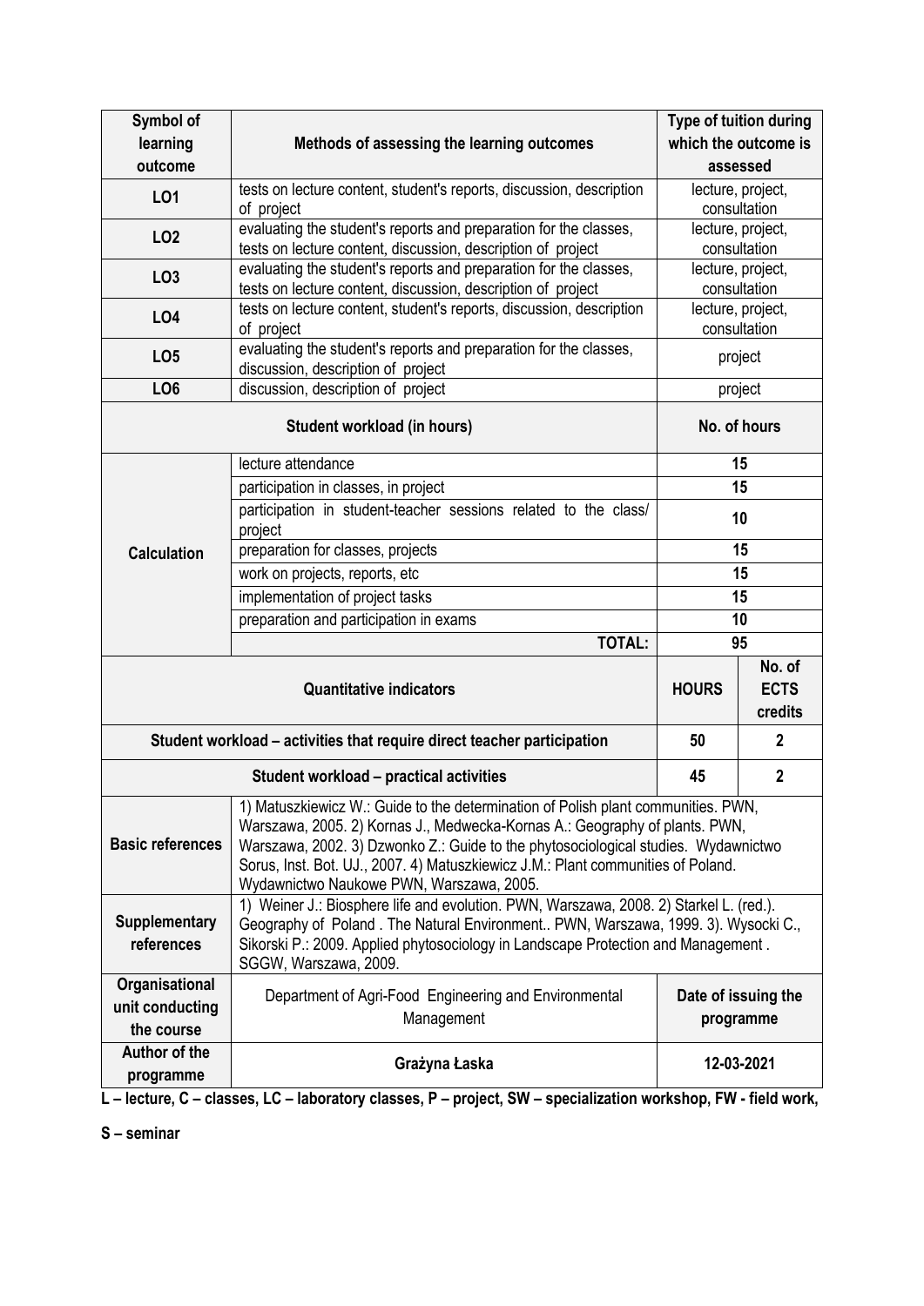| Symbol of learning outcome | Methods of assessing the learning outcomes | Type of tuition during which the outcome is assessed | |
|---|---|---|---|
| LO1 | tests on lecture content, student's reports, discussion, description of project | lecture, project, consultation | |
| LO2 | evaluating the student's reports and preparation for the classes, tests on lecture content, discussion, description of project | lecture, project, consultation | |
| LO3 | evaluating the student's reports and preparation for the classes, tests on lecture content, discussion, description of project | lecture, project, consultation | |
| LO4 | tests on lecture content, student's reports, discussion, description of project | lecture, project, consultation | |
| LO5 | evaluating the student's reports and preparation for the classes, discussion, description of project | project | |
| LO6 | discussion, description of project | project | |
| **Student workload (in hours)** | | **No. of hours** | |
| **Calculation** | lecture attendance | 15 | |
| | participation in classes, in project | 15 | |
| | participation in student-teacher sessions related to the class/ project | 10 | |
| | preparation for classes, projects | 15 | |
| | work on projects, reports, etc | 15 | |
| | implementation of project tasks | 15 | |
| | preparation and participation in exams | 10 | |
| | **TOTAL:** | 95 | |
| **Quantitative indicators** | | **HOURS** | **No. of ECTS credits** |
| **Student workload – activities that require direct teacher participation** | | 50 | 2 |
| **Student workload – practical activities** | | 45 | 2 |
| **Basic references** | 1) Matuszkiewicz W.: Guide to the determination of Polish plant communities. PWN, Warszawa, 2005. 2) Kornas J., Medwecka-Kornas A.: Geography of plants. PWN, Warszawa, 2002. 3) Dzwonko Z.: Guide to the phytosociological studies. Wydawnictwo Sorus, Inst. Bot. UJ., 2007. 4) Matuszkiewicz J.M.: Plant communities of Poland. Wydawnictwo Naukowe PWN, Warszawa, 2005. | | |
| **Supplementary references** | 1) Weiner J.: Biosphere life and evolution. PWN, Warszawa, 2008. 2) Starkel L. (red.). Geography of Poland . The Natural Environment.. PWN, Warszawa, 1999. 3). Wysocki C., Sikorski P.: 2009. Applied phytosociology in Landscape Protection and Management . SGGW, Warszawa, 2009. | | |
| **Organisational unit conducting the course** | Department of Agri-Food Engineering and Environmental Management | **Date of issuing the programme** | |
| **Author of the programme** | **Grażyna Łaska** | **12-03-2021** | |

**L – lecture, C – classes, LC – laboratory classes, P – project, SW – specialization workshop, FW - field work, S – seminar**